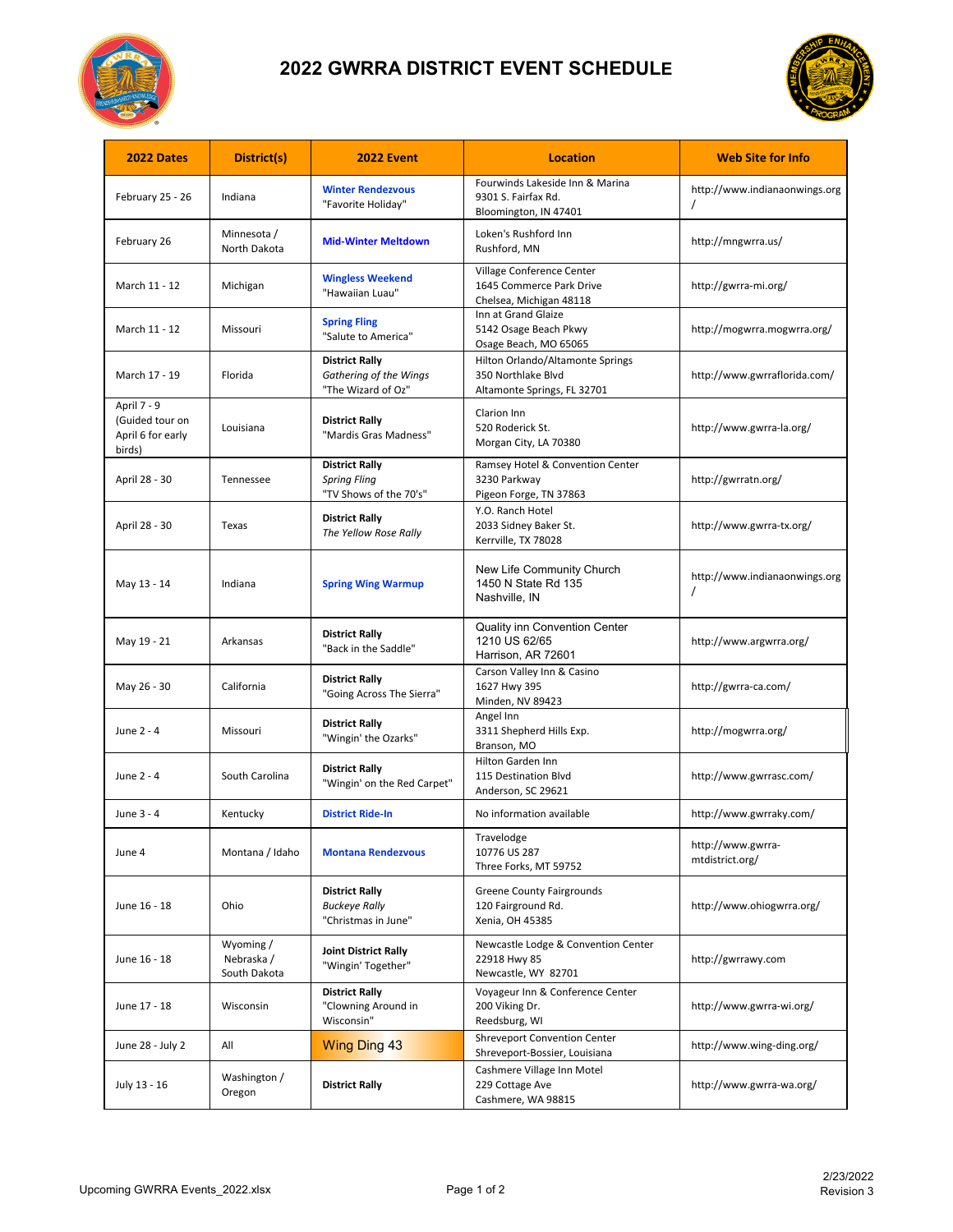# 2022 GWRRA DISTRICT EVENT SCHEDULE

| 2022 Dates | District(s) | 2022 Event | Location | Web Site for Info |
|---|---|---|---|---|
| February 25 - 26 | Indiana | **Winter Rendezvous**<br>"Favorite Holiday" | Fourwinds Lakeside Inn & Marina<br>9301 S. Fairfax Rd.<br>Bloomington, IN 47401 | http://www.indianaonwings.org/ |
| February 26 | Minnesota / North Dakota | **Mid-Winter Meltdown** | Loken's Rushford Inn<br>Rushford, MN | http://mngwrra.us/ |
| March 11 - 12 | Michigan | **Wingless Weekend**<br>"Hawaiian Luau" | Village Conference Center<br>1645 Commerce Park Drive<br>Chelsea, Michigan 48118 | http://gwrra-mi.org/ |
| March 11 - 12 | Missouri | **Spring Fling**<br>"Salute to America" | Inn at Grand Glaize<br>5142 Osage Beach Pkwy<br>Osage Beach, MO 65065 | http://mogwrra.mogwrra.org/ |
| March 17 - 19 | Florida | **District Rally**<br>*Gathering of the Wings*<br>"The Wizard of Oz" | Hilton Orlando/Altamonte Springs<br>350 Northlake Blvd<br>Altamonte Springs, FL 32701 | http://www.gwrraflorida.com/ |
| April 7 - 9<br>(Guided tour on April 6 for early birds) | Louisiana | **District Rally**<br>"Mardis Gras Madness" | Clarion Inn<br>520 Roderick St.<br>Morgan City, LA 70380 | http://www.gwrra-la.org/ |
| April 28 - 30 | Tennessee | **District Rally**<br>*Spring Fling*<br>"TV Shows of the 70's" | Ramsey Hotel & Convention Center<br>3230 Parkway<br>Pigeon Forge, TN 37863 | http://gwrratn.org/ |
| April 28 - 30 | Texas | **District Rally**<br>*The Yellow Rose Rally* | Y.O. Ranch Hotel<br>2033 Sidney Baker St.<br>Kerrville, TX 78028 | http://www.gwrra-tx.org/ |
| May 13 - 14 | Indiana | **Spring Wing Warmup** | New Life Community Church<br>1450 N State Rd 135<br>Nashville, IN | http://www.indianaonwings.org/ |
| May 19 - 21 | Arkansas | **District Rally**<br>"Back in the Saddle" | Quality inn Convention Center<br>1210 US 62/65<br>Harrison, AR 72601 | http://www.argwrra.org/ |
| May 26 - 30 | California | **District Rally**<br>"Going Across The Sierra" | Carson Valley Inn & Casino<br>1627 Hwy 395<br>Minden, NV 89423 | http://gwrra-ca.com/ |
| June 2 - 4 | Missouri | **District Rally**<br>"Wingin' the Ozarks" | Angel Inn<br>3311 Shepherd Hills Exp.<br>Branson, MO | http://mogwrra.org/ |
| June 2 - 4 | South Carolina | **District Rally**<br>"Wingin' on the Red Carpet" | Hilton Garden Inn<br>115 Destination Blvd<br>Anderson, SC 29621 | http://www.gwrrasc.com/ |
| June 3 - 4 | Kentucky | **District Ride-In** | No information available | http://www.gwrraky.com/ |
| June 4 | Montana / Idaho | **Montana Rendezvous** | Travelodge<br>10776 US 287<br>Three Forks, MT 59752 | http://www.gwrra-mtdistrict.org/ |
| June 16 - 18 | Ohio | **District Rally**<br>*Buckeye Rally*<br>"Christmas in June" | Greene County Fairgrounds<br>120 Fairground Rd.<br>Xenia, OH 45385 | http://www.ohiogwrra.org/ |
| June 16 - 18 | Wyoming / Nebraska / South Dakota | **Joint District Rally**<br>"Wingin' Together" | Newcastle Lodge & Convention Center<br>22918 Hwy 85<br>Newcastle, WY 82701 | http://gwrrawy.com |
| June 17 - 18 | Wisconsin | **District Rally**<br>"Clowning Around in Wisconsin" | Voyageur Inn & Conference Center<br>200 Viking Dr.<br>Reedsburg, WI | http://www.gwrra-wi.org/ |
| June 28 - July 2 | All | Wing Ding 43 | Shreveport Convention Center<br>Shreveport-Bossier, Louisiana | http://www.wing-ding.org/ |
| July 13 - 16 | Washington / Oregon | **District Rally** | Cashmere Village Inn Motel<br>229 Cottage Ave<br>Cashmere, WA 98815 | http://www.gwrra-wa.org/ |

Upcoming GWRRA Events_2022.xlsx

2/23/2022
Revision 3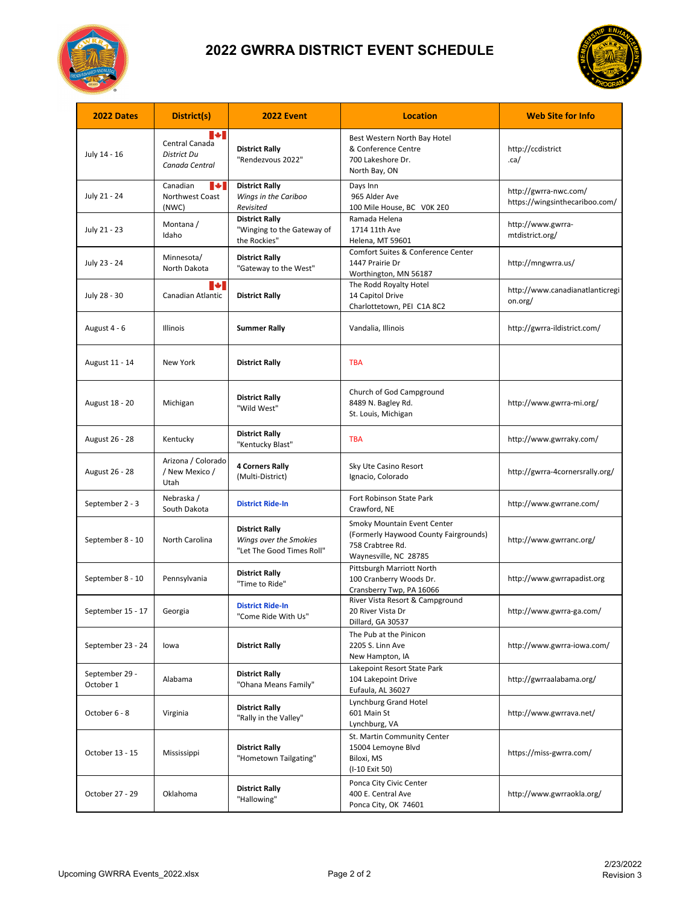# 2022 GWRRA DISTRICT EVENT SCHEDULE

| 2022 Dates | District(s) | 2022 Event | Location | Web Site for Info |
|---|---|---|---|---|
| July 14 - 16 | Central Canada *District Du Canada Central* | **District Rally** "Rendezvous 2022" | Best Western North Bay Hotel & Conference Centre 700 Lakeshore Dr. North Bay, ON | http://ccdistrict.ca/ |
| July 21 - 24 | Canadian Northwest Coast (NWC) | **District Rally** *Wings in the Cariboo Revisited* | Days Inn 965 Alder Ave 100 Mile House, BC V0K 2E0 | http://gwrra-nwc.com/ https://wingsinthecariboo.com/ |
| July 21 - 23 | Montana / Idaho | **District Rally** "Winging to the Gateway of the Rockies" | Ramada Helena 1714 11th Ave Helena, MT 59601 | http://www.gwrra-mtdistrict.org/ |
| July 23 - 24 | Minnesota/ North Dakota | **District Rally** "Gateway to the West" | Comfort Suites & Conference Center 1447 Prairie Dr Worthington, MN 56187 | http://mngwrra.us/ |
| July 28 - 30 | Canadian Atlantic | **District Rally** | The Rodd Royalty Hotel 14 Capitol Drive Charlottetown, PEI C1A 8C2 | http://www.canadianatlanticregion.org/ |
| August 4 - 6 | Illinois | **Summer Rally** | Vandalia, Illinois | http://gwrra-ildistrict.com/ |
| August 11 - 14 | New York | **District Rally** | TBA | |
| August 18 - 20 | Michigan | **District Rally** "Wild West" | Church of God Campground 8489 N. Bagley Rd. St. Louis, Michigan | http://www.gwrra-mi.org/ |
| August 26 - 28 | Kentucky | **District Rally** "Kentucky Blast" | TBA | http://www.gwrraky.com/ |
| August 26 - 28 | Arizona / Colorado / New Mexico / Utah | **4 Corners Rally** (Multi-District) | Sky Ute Casino Resort Ignacio, Colorado | http://gwrra-4cornersrally.org/ |
| September 2 - 3 | Nebraska / South Dakota | **District Ride-In** | Fort Robinson State Park Crawford, NE | http://www.gwrrane.com/ |
| September 8 - 10 | North Carolina | **District Rally** *Wings over the Smokies* "Let The Good Times Roll" | Smoky Mountain Event Center (Formerly Haywood County Fairgrounds) 758 Crabtree Rd. Waynesville, NC 28785 | http://www.gwrranc.org/ |
| September 8 - 10 | Pennsylvania | **District Rally** "Time to Ride" | Pittsburgh Marriott North 100 Cranberry Woods Dr. Cransberry Twp, PA 16066 | http://www.gwrrapadist.org |
| September 15 - 17 | Georgia | **District Ride-In** "Come Ride With Us" | River Vista Resort & Campground 20 River Vista Dr Dillard, GA 30537 | http://www.gwrra-ga.com/ |
| September 23 - 24 | Iowa | **District Rally** | The Pub at the Pinicon 2205 S. Linn Ave New Hampton, IA | http://www.gwrra-iowa.com/ |
| September 29 - October 1 | Alabama | **District Rally** "Ohana Means Family" | Lakepoint Resort State Park 104 Lakepoint Drive Eufaula, AL 36027 | http://gwrraalabama.org/ |
| October 6 - 8 | Virginia | **District Rally** "Rally in the Valley" | Lynchburg Grand Hotel 601 Main St Lynchburg, VA | http://www.gwrrava.net/ |
| October 13 - 15 | Mississippi | **District Rally** "Hometown Tailgating" | St. Martin Community Center 15004 Lemoyne Blvd Biloxi, MS (I-10 Exit 50) | https://miss-gwrra.com/ |
| October 27 - 29 | Oklahoma | **District Rally** "Hallowing" | Ponca City Civic Center 400 E. Central Ave Ponca City, OK 74601 | http://www.gwrraokla.org/ |

2/23/2022
Revision 3